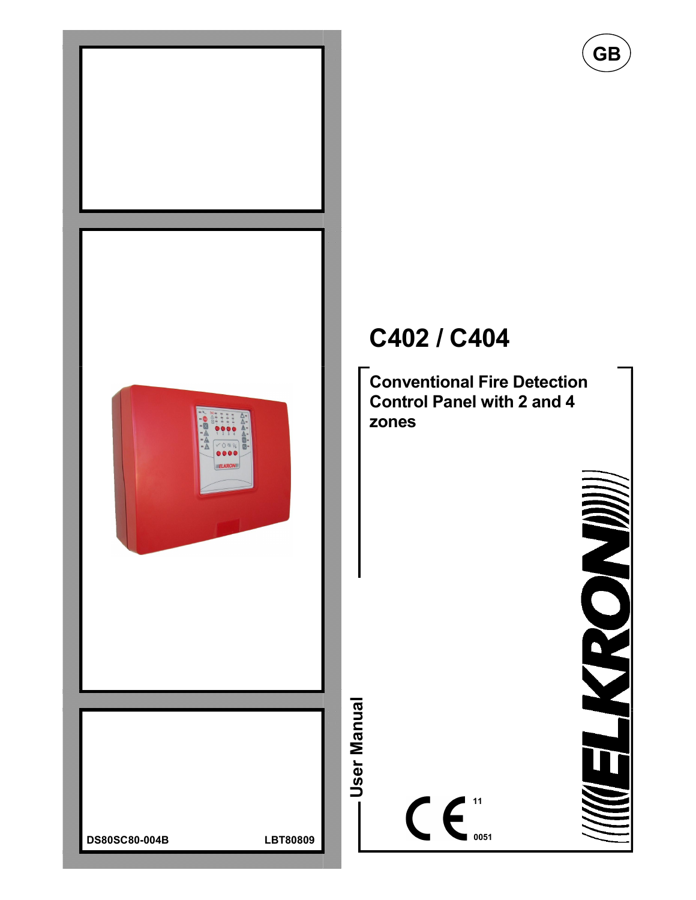GB

# C402 / C404

## Conventional Fire Detection Control Panel with 2 and 4 zones

User Manual

CE 11 0051

ELKRON

DS80SC80-004B LBT80809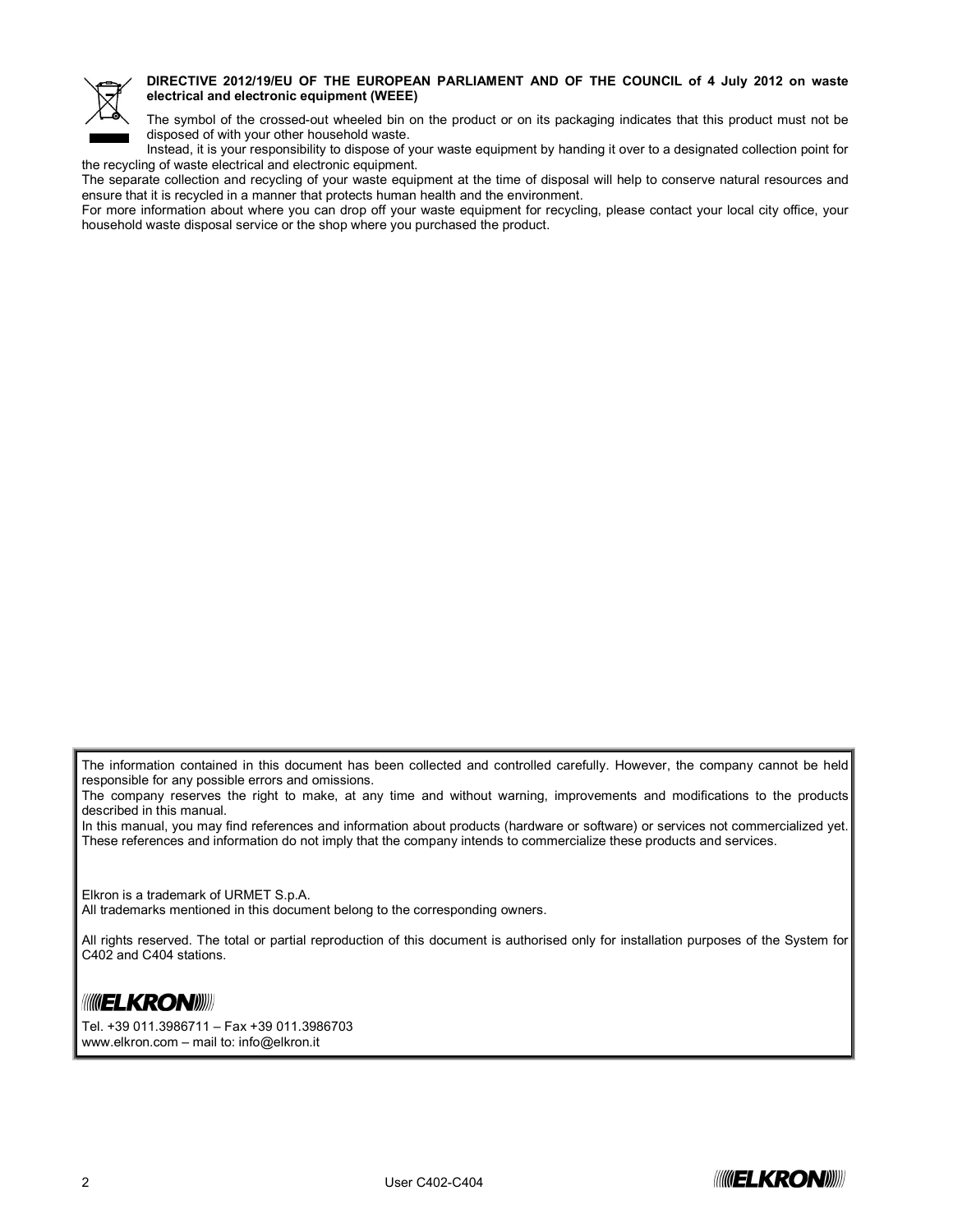**DIRECTIVE 2012/19/EU OF THE EUROPEAN PARLIAMENT AND OF THE COUNCIL of 4 July 2012 on waste electrical and electronic equipment (WEEE)**

The symbol of the crossed-out wheeled bin on the product or on its packaging indicates that this product must not be disposed of with your other household waste.

Instead, it is your responsibility to dispose of your waste equipment by handing it over to a designated collection point for the recycling of waste electrical and electronic equipment.

The separate collection and recycling of your waste equipment at the time of disposal will help to conserve natural resources and ensure that it is recycled in a manner that protects human health and the environment.

For more information about where you can drop off your waste equipment for recycling, please contact your local city office, your household waste disposal service or the shop where you purchased the product.

The information contained in this document has been collected and controlled carefully. However, the company cannot be held responsible for any possible errors and omissions.

The company reserves the right to make, at any time and without warning, improvements and modifications to the products described in this manual.

In this manual, you may find references and information about products (hardware or software) or services not commercialized yet. These references and information do not imply that the company intends to commercialize these products and services.

Elkron is a trademark of URMET S.p.A.

All trademarks mentioned in this document belong to the corresponding owners.

All rights reserved. The total or partial reproduction of this document is authorised only for installation purposes of the System for C402 and C404 stations.

ELKRON

Tel. +39 011.3986711 – Fax +39 011.3986703
www.elkron.com – mail to: info@elkron.it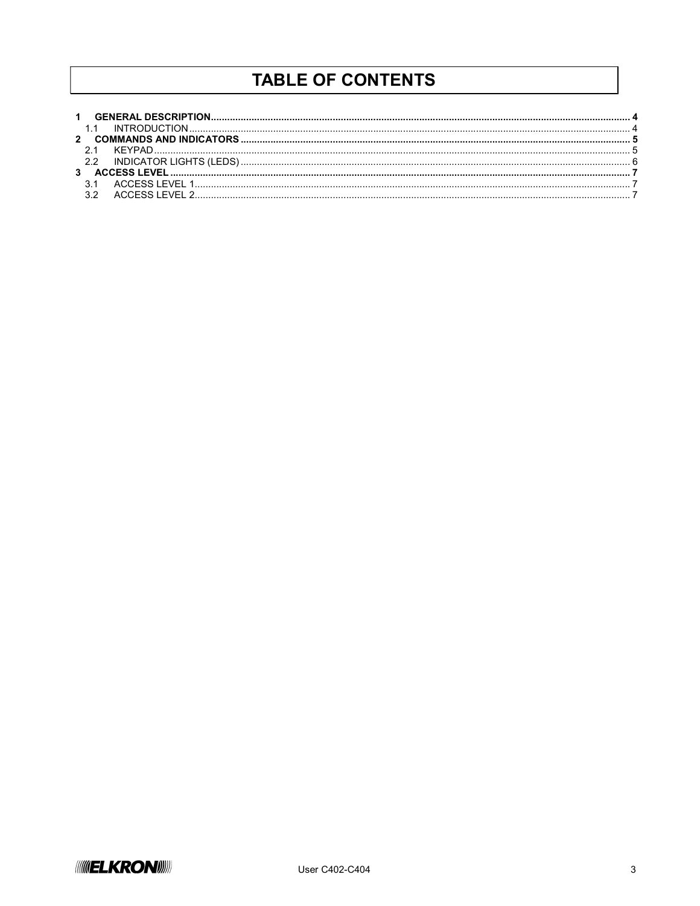# TABLE OF CONTENTS

**1 GENERAL DESCRIPTION** ........ **4**
- 1.1 INTRODUCTION ........ 4

**2 COMMANDS AND INDICATORS** ........ **5**
- 2.1 KEYPAD ........ 5
- 2.2 INDICATOR LIGHTS (LEDS) ........ 6

**3 ACCESS LEVEL** ........ **7**
- 3.1 ACCESS LEVEL 1 ........ 7
- 3.2 ACCESS LEVEL 2 ........ 7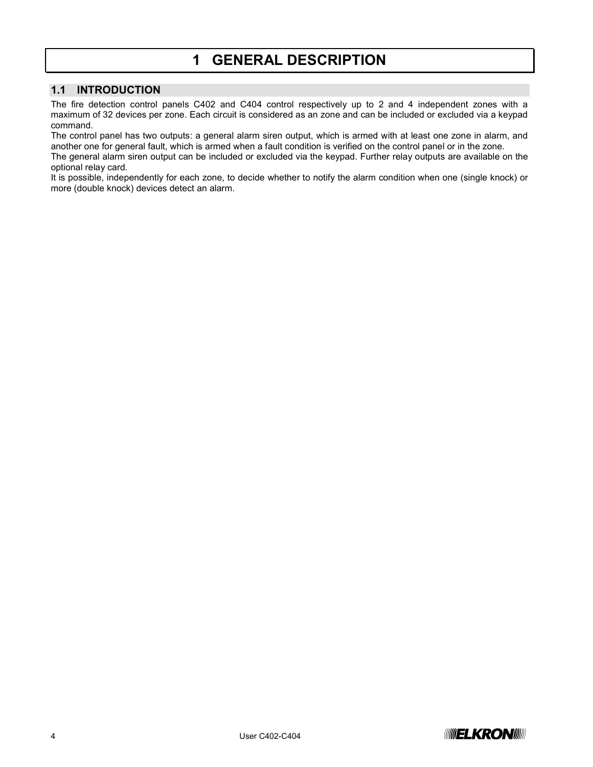# 1 GENERAL DESCRIPTION

## 1.1 INTRODUCTION

The fire detection control panels C402 and C404 control respectively up to 2 and 4 independent zones with a maximum of 32 devices per zone. Each circuit is considered as an zone and can be included or excluded via a keypad command.

The control panel has two outputs: a general alarm siren output, which is armed with at least one zone in alarm, and another one for general fault, which is armed when a fault condition is verified on the control panel or in the zone.

The general alarm siren output can be included or excluded via the keypad. Further relay outputs are available on the optional relay card.

It is possible, independently for each zone, to decide whether to notify the alarm condition when one (single knock) or more (double knock) devices detect an alarm.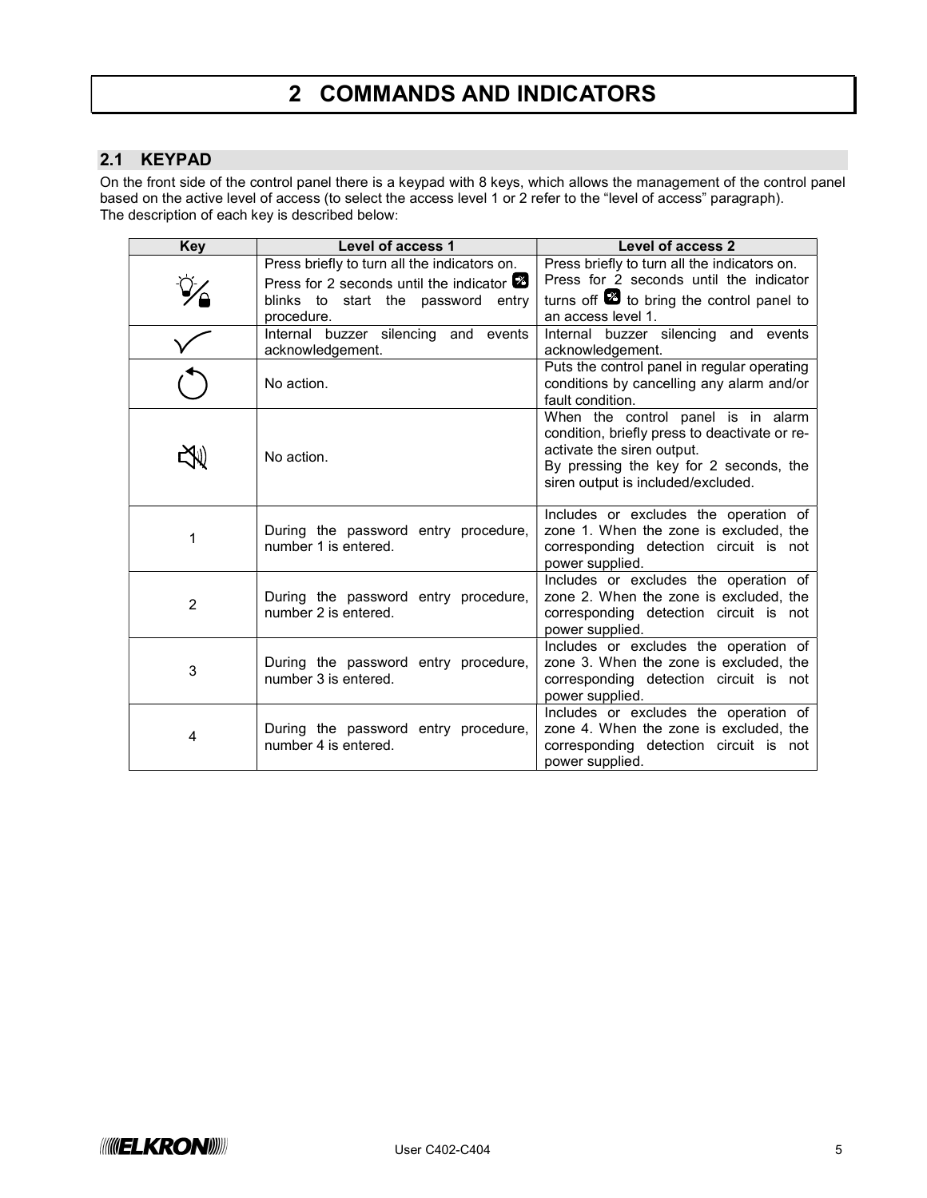# 2 COMMANDS AND INDICATORS

## 2.1 KEYPAD

On the front side of the control panel there is a keypad with 8 keys, which allows the management of the control panel based on the active level of access (to select the access level 1 or 2 refer to the "level of access" paragraph).
The description of each key is described below:

| Key | Level of access 1 | Level of access 2 |
|---|---|---|
| 💡/🔒 | Press briefly to turn all the indicators on. Press for 2 seconds until the indicator 🔑 blinks to start the password entry procedure. | Press briefly to turn all the indicators on. Press for 2 seconds until the indicator turns off 🔑 to bring the control panel to an access level 1. |
| ✓ | Internal buzzer silencing and events acknowledgement. | Internal buzzer silencing and events acknowledgement. |
| ↻ | No action. | Puts the control panel in regular operating conditions by cancelling any alarm and/or fault condition. |
| 🔇 | No action. | When the control panel is in alarm condition, briefly press to deactivate or re-activate the siren output. By pressing the key for 2 seconds, the siren output is included/excluded. |
| 1 | During the password entry procedure, number 1 is entered. | Includes or excludes the operation of zone 1. When the zone is excluded, the corresponding detection circuit is not power supplied. |
| 2 | During the password entry procedure, number 2 is entered. | Includes or excludes the operation of zone 2. When the zone is excluded, the corresponding detection circuit is not power supplied. |
| 3 | During the password entry procedure, number 3 is entered. | Includes or excludes the operation of zone 3. When the zone is excluded, the corresponding detection circuit is not power supplied. |
| 4 | During the password entry procedure, number 4 is entered. | Includes or excludes the operation of zone 4. When the zone is excluded, the corresponding detection circuit is not power supplied. |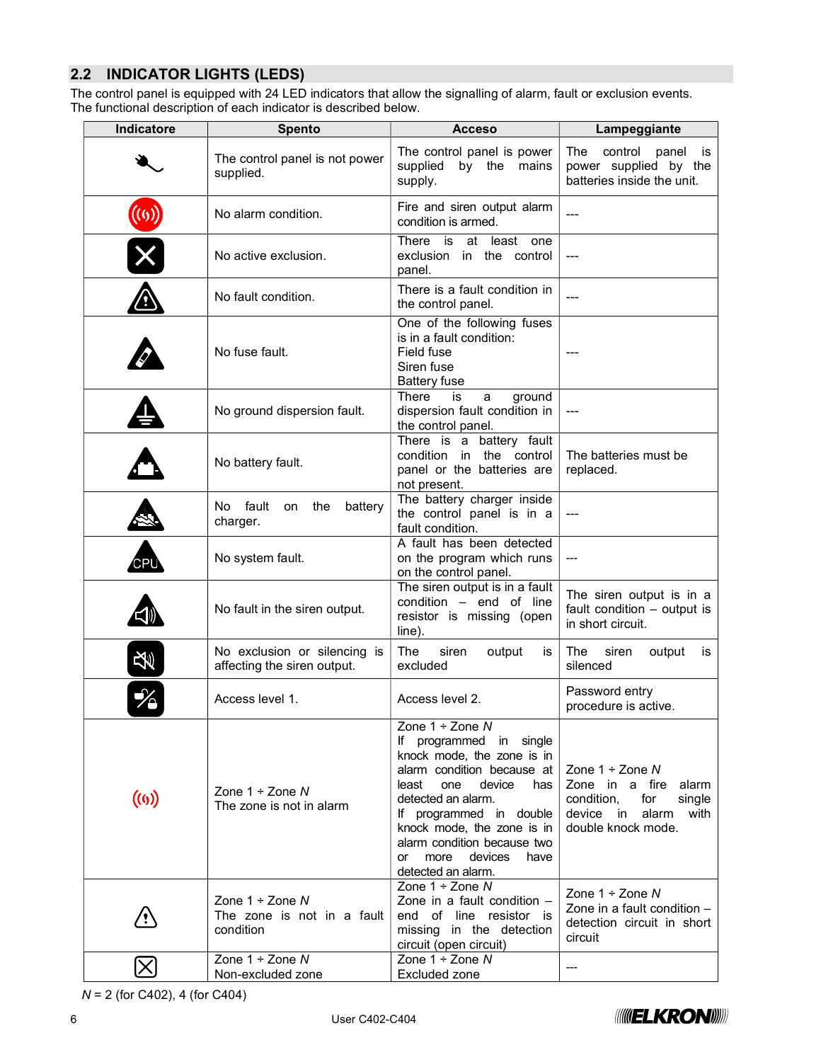## 2.2 INDICATOR LIGHTS (LEDS)

The control panel is equipped with 24 LED indicators that allow the signalling of alarm, fault or exclusion events.
The functional description of each indicator is described below.

| Indicatore | Spento | Acceso | Lampeggiante |
|---|---|---|---|
| | The control panel is not power supplied. | The control panel is power supplied by the mains supply. | The control panel is power supplied by the batteries inside the unit. |
| | No alarm condition. | Fire and siren output alarm condition is armed. | --- |
| | No active exclusion. | There is at least one exclusion in the control panel. | --- |
| | No fault condition. | There is a fault condition in the control panel. | --- |
| | No fuse fault. | One of the following fuses is in a fault condition:<br>Field fuse<br>Siren fuse<br>Battery fuse | --- |
| | No ground dispersion fault. | There is a ground dispersion fault condition in the control panel. | --- |
| | No battery fault. | There is a battery fault condition in the control panel or the batteries are not present. | The batteries must be replaced. |
| | No fault on the battery charger. | The battery charger inside the control panel is in a fault condition. | --- |
| CPU | No system fault. | A fault has been detected on the program which runs on the control panel. | --- |
| | No fault in the siren output. | The siren output is in a fault condition – end of line resistor is missing (open line). | The siren output is in a fault condition – output is in short circuit. |
| | No exclusion or silencing is affecting the siren output. | The siren output is excluded | The siren output is silenced |
| | Access level 1. | Access level 2. | Password entry procedure is active. |
| | Zone 1 ÷ Zone *N*<br>The zone is not in alarm | Zone 1 ÷ Zone *N*<br>If programmed in single knock mode, the zone is in alarm condition because at least one device has detected an alarm.<br>If programmed in double knock mode, the zone is in alarm condition because two or more devices have detected an alarm. | Zone 1 ÷ Zone *N*<br>Zone in a fire alarm condition, for single device in alarm with double knock mode. |
| | Zone 1 ÷ Zone *N*<br>The zone is not in a fault condition | Zone 1 ÷ Zone *N*<br>Zone in a fault condition – end of line resistor is missing in the detection circuit (open circuit) | Zone 1 ÷ Zone *N*<br>Zone in a fault condition – detection circuit in short circuit |
| | Zone 1 ÷ Zone *N*<br>Non-excluded zone | Zone 1 ÷ Zone *N*<br>Excluded zone | --- |

*N* = 2 (for C402), 4 (for C404)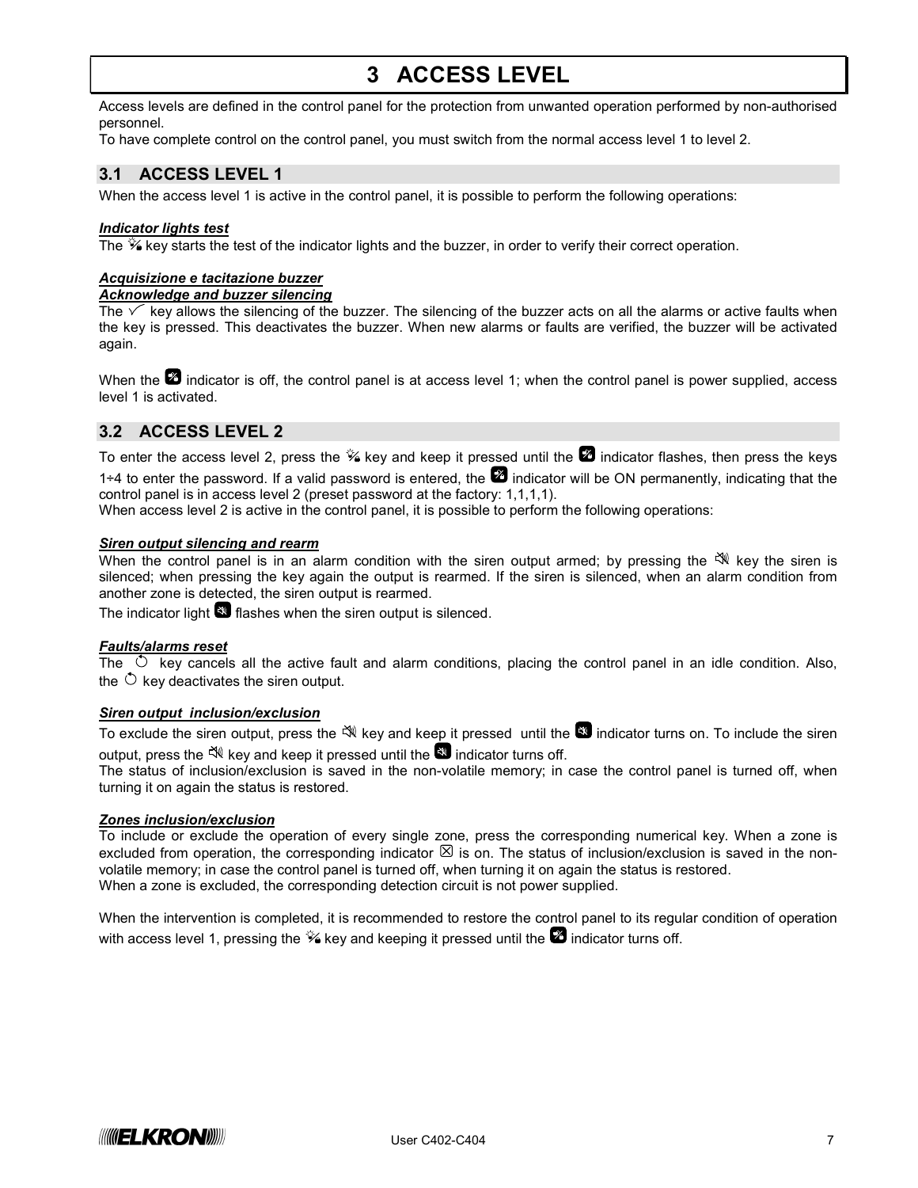# 3 ACCESS LEVEL

Access levels are defined in the control panel for the protection from unwanted operation performed by non-authorised personnel.
To have complete control on the control panel, you must switch from the normal access level 1 to level 2.

## 3.1 ACCESS LEVEL 1

When the access level 1 is active in the control panel, it is possible to perform the following operations:

***Indicator lights test***
The key starts the test of the indicator lights and the buzzer, in order to verify their correct operation.

***Acquisizione e tacitazione buzzer***
***Acknowledge and buzzer silencing***
The ✓ key allows the silencing of the buzzer. The silencing of the buzzer acts on all the alarms or active faults when the key is pressed. This deactivates the buzzer. When new alarms or faults are verified, the buzzer will be activated again.

When the indicator is off, the control panel is at access level 1; when the control panel is power supplied, access level 1 is activated.

## 3.2 ACCESS LEVEL 2

To enter the access level 2, press the key and keep it pressed until the indicator flashes, then press the keys 1÷4 to enter the password. If a valid password is entered, the indicator will be ON permanently, indicating that the control panel is in access level 2 (preset password at the factory: 1,1,1,1).
When access level 2 is active in the control panel, it is possible to perform the following operations:

***Siren output silencing and rearm***
When the control panel is in an alarm condition with the siren output armed; by pressing the key the siren is silenced; when pressing the key again the output is rearmed. If the siren is silenced, when an alarm condition from another zone is detected, the siren output is rearmed.
The indicator light flashes when the siren output is silenced.

***Faults/alarms reset***
The key cancels all the active fault and alarm conditions, placing the control panel in an idle condition. Also, the key deactivates the siren output.

***Siren output inclusion/exclusion***
To exclude the siren output, press the key and keep it pressed until the indicator turns on. To include the siren output, press the key and keep it pressed until the indicator turns off.
The status of inclusion/exclusion is saved in the non-volatile memory; in case the control panel is turned off, when turning it on again the status is restored.

***Zones inclusion/exclusion***
To include or exclude the operation of every single zone, press the corresponding numerical key. When a zone is excluded from operation, the corresponding indicator ⊠ is on. The status of inclusion/exclusion is saved in the non-volatile memory; in case the control panel is turned off, when turning it on again the status is restored.
When a zone is excluded, the corresponding detection circuit is not power supplied.

When the intervention is completed, it is recommended to restore the control panel to its regular condition of operation with access level 1, pressing the key and keeping it pressed until the indicator turns off.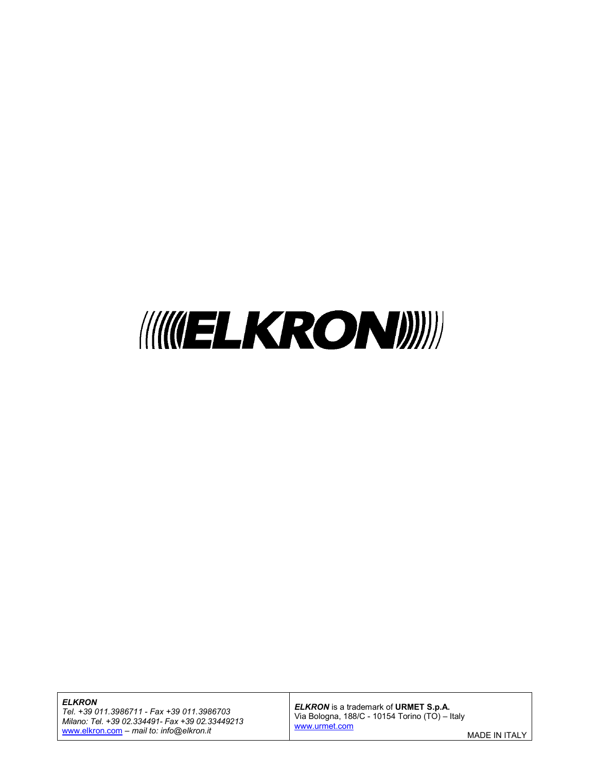ELKRON

| | |
|---|---|
| ***ELKRON***<br>*Tel. +39 011.3986711 - Fax +39 011.3986703*<br>*Milano: Tel. +39 02.334491- Fax +39 02.33449213*<br>www.elkron.com – *mail to: info@elkron.it* | ***ELKRON*** is a trademark of **URMET S.p.A.**<br>Via Bologna, 188/C - 10154 Torino (TO) – Italy<br>www.urmet.com<br>MADE IN ITALY |